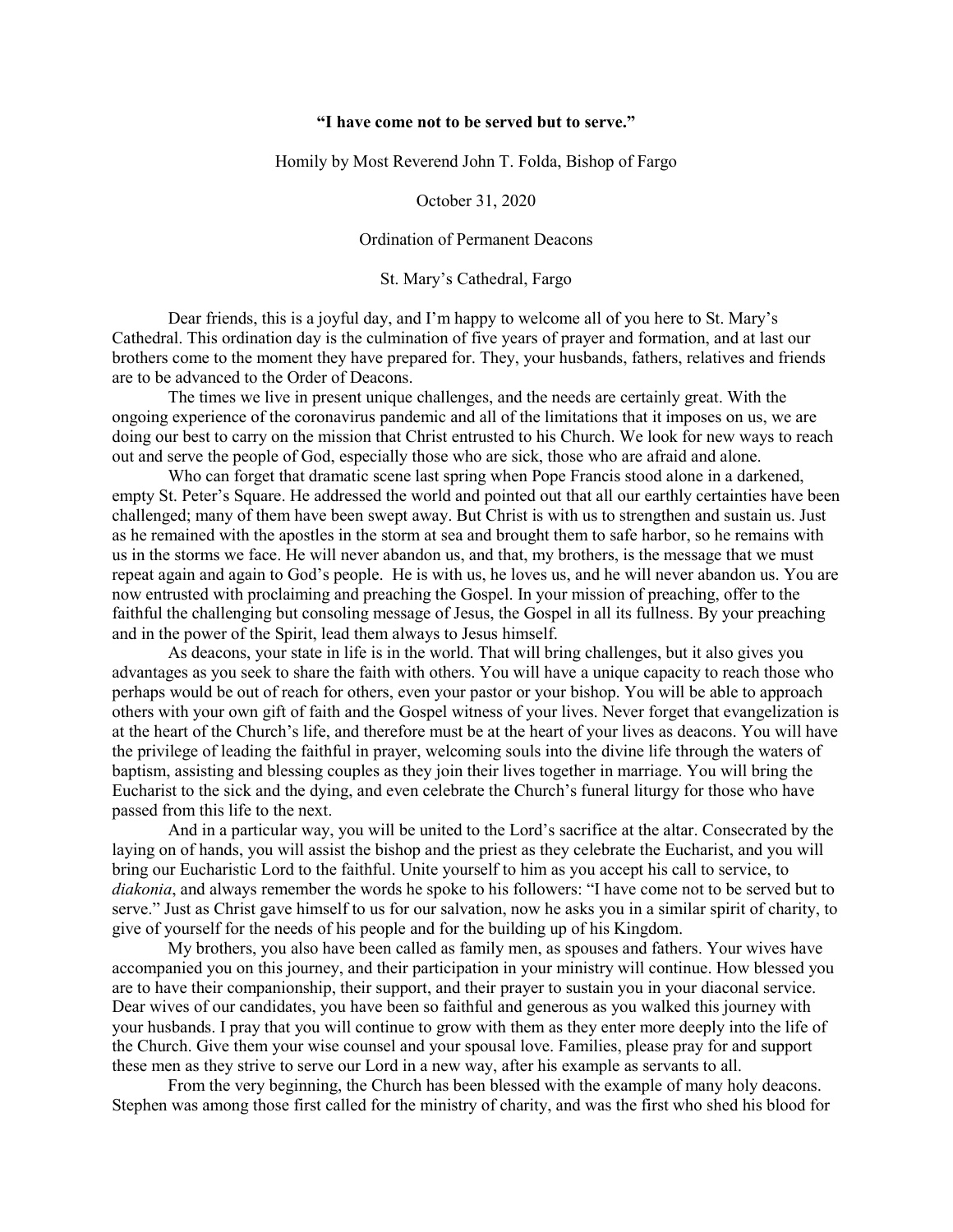**"I have come not to be served but to serve."**

Homily by Most Reverend John T. Folda, Bishop of Fargo

October 31, 2020

Ordination of Permanent Deacons

St. Mary's Cathedral, Fargo

Dear friends, this is a joyful day, and I'm happy to welcome all of you here to St. Mary's Cathedral. This ordination day is the culmination of five years of prayer and formation, and at last our brothers come to the moment they have prepared for. They, your husbands, fathers, relatives and friends are to be advanced to the Order of Deacons.

The times we live in present unique challenges, and the needs are certainly great. With the ongoing experience of the coronavirus pandemic and all of the limitations that it imposes on us, we are doing our best to carry on the mission that Christ entrusted to his Church. We look for new ways to reach out and serve the people of God, especially those who are sick, those who are afraid and alone.

Who can forget that dramatic scene last spring when Pope Francis stood alone in a darkened, empty St. Peter's Square. He addressed the world and pointed out that all our earthly certainties have been challenged; many of them have been swept away. But Christ is with us to strengthen and sustain us. Just as he remained with the apostles in the storm at sea and brought them to safe harbor, so he remains with us in the storms we face. He will never abandon us, and that, my brothers, is the message that we must repeat again and again to God's people. He is with us, he loves us, and he will never abandon us. You are now entrusted with proclaiming and preaching the Gospel. In your mission of preaching, offer to the faithful the challenging but consoling message of Jesus, the Gospel in all its fullness. By your preaching and in the power of the Spirit, lead them always to Jesus himself.

As deacons, your state in life is in the world. That will bring challenges, but it also gives you advantages as you seek to share the faith with others. You will have a unique capacity to reach those who perhaps would be out of reach for others, even your pastor or your bishop. You will be able to approach others with your own gift of faith and the Gospel witness of your lives. Never forget that evangelization is at the heart of the Church's life, and therefore must be at the heart of your lives as deacons. You will have the privilege of leading the faithful in prayer, welcoming souls into the divine life through the waters of baptism, assisting and blessing couples as they join their lives together in marriage. You will bring the Eucharist to the sick and the dying, and even celebrate the Church's funeral liturgy for those who have passed from this life to the next.

And in a particular way, you will be united to the Lord's sacrifice at the altar. Consecrated by the laying on of hands, you will assist the bishop and the priest as they celebrate the Eucharist, and you will bring our Eucharistic Lord to the faithful. Unite yourself to him as you accept his call to service, to *diakonia*, and always remember the words he spoke to his followers: "I have come not to be served but to serve." Just as Christ gave himself to us for our salvation, now he asks you in a similar spirit of charity, to give of yourself for the needs of his people and for the building up of his Kingdom.

My brothers, you also have been called as family men, as spouses and fathers. Your wives have accompanied you on this journey, and their participation in your ministry will continue. How blessed you are to have their companionship, their support, and their prayer to sustain you in your diaconal service. Dear wives of our candidates, you have been so faithful and generous as you walked this journey with your husbands. I pray that you will continue to grow with them as they enter more deeply into the life of the Church. Give them your wise counsel and your spousal love. Families, please pray for and support these men as they strive to serve our Lord in a new way, after his example as servants to all.

From the very beginning, the Church has been blessed with the example of many holy deacons. Stephen was among those first called for the ministry of charity, and was the first who shed his blood for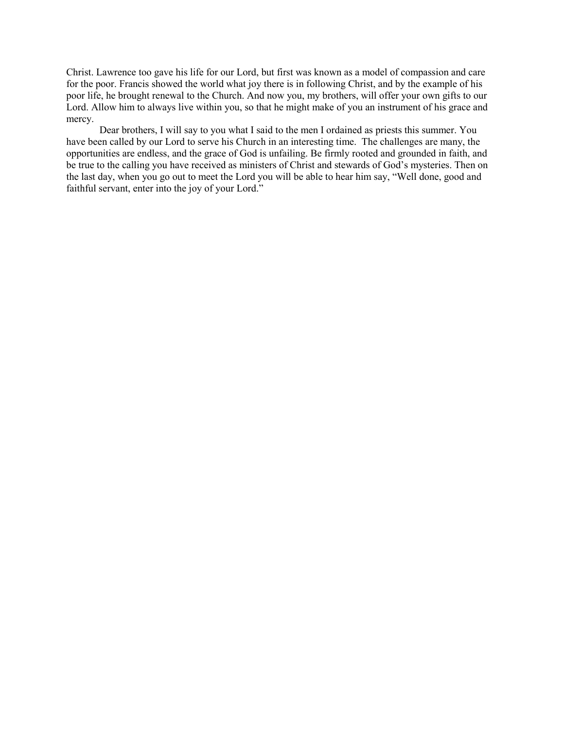Christ. Lawrence too gave his life for our Lord, but first was known as a model of compassion and care for the poor. Francis showed the world what joy there is in following Christ, and by the example of his poor life, he brought renewal to the Church. And now you, my brothers, will offer your own gifts to our Lord. Allow him to always live within you, so that he might make of you an instrument of his grace and mercy.

Dear brothers, I will say to you what I said to the men I ordained as priests this summer. You have been called by our Lord to serve his Church in an interesting time. The challenges are many, the opportunities are endless, and the grace of God is unfailing. Be firmly rooted and grounded in faith, and be true to the calling you have received as ministers of Christ and stewards of God's mysteries. Then on the last day, when you go out to meet the Lord you will be able to hear him say, "Well done, good and faithful servant, enter into the joy of your Lord."